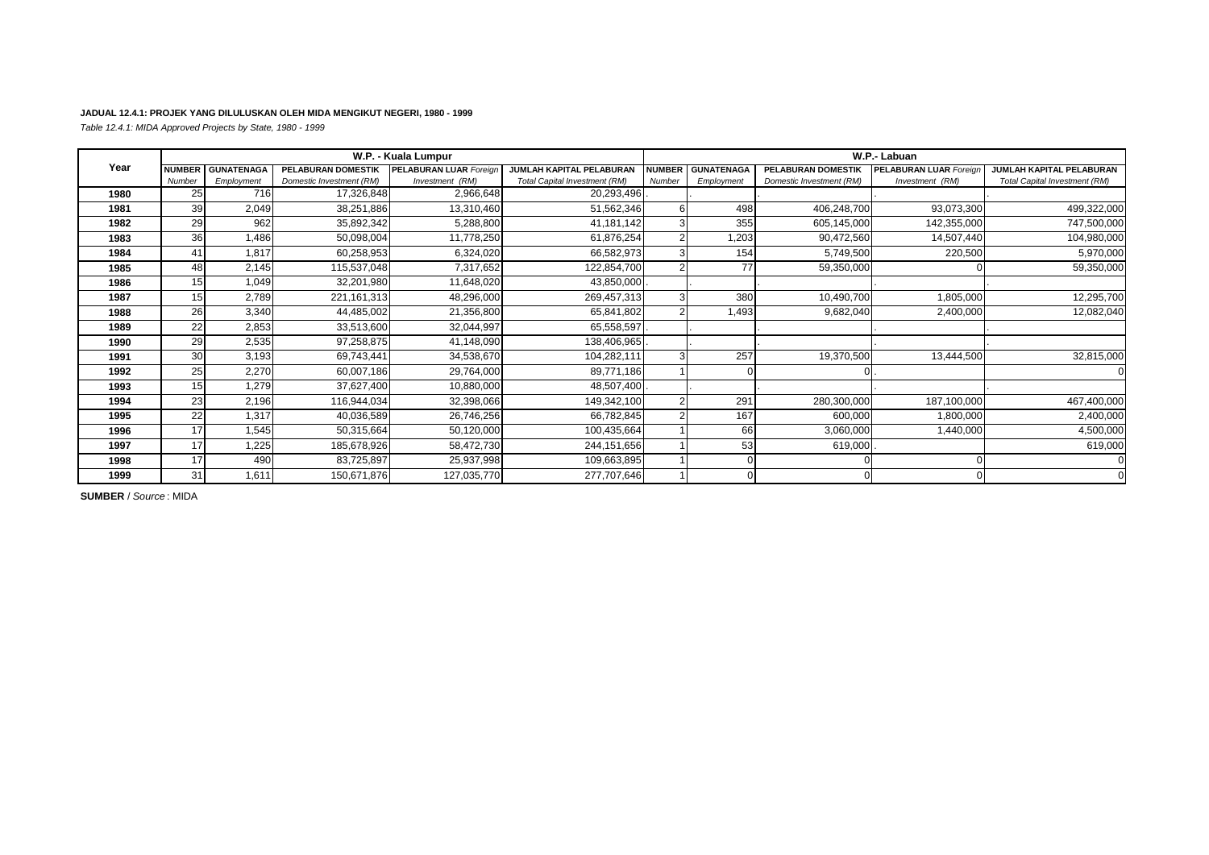**JADUAL 12.4.1: PROJEK YANG DILULUSKAN OLEH MIDA MENGIKUT NEGERI, 1980 - 1999**

*Table 12.4.1: MIDA Approved Projects by State, 1980 - 1999*

| Year | W.P. - Kuala Lumpur | | | | | W.P.- Labuan | | | | |
|---|---|---|---|---|---|---|---|---|---|---|
| | NUMBER *Number* | GUNATENAGA *Employment* | PELABURAN DOMESTIK *Domestic Investment (RM)* | PELABURAN LUAR *Foreign Investment (RM)* | JUMLAH KAPITAL PELABURAN *Total Capital Investment (RM)* | NUMBER *Number* | GUNATENAGA *Employment* | PELABURAN DOMESTIK *Domestic Investment (RM)* | PELABURAN LUAR *Foreign Investment (RM)* | JUMLAH KAPITAL PELABURAN *Total Capital Investment (RM)* |
| **1980** | 25 | 716 | 17,326,848 | 2,966,648 | 20,293,496 | . | . | . | . | . |
| **1981** | 39 | 2,049 | 38,251,886 | 13,310,460 | 51,562,346 | 6 | 498 | 406,248,700 | 93,073,300 | 499,322,000 |
| **1982** | 29 | 962 | 35,892,342 | 5,288,800 | 41,181,142 | 3 | 355 | 605,145,000 | 142,355,000 | 747,500,000 |
| **1983** | 36 | 1,486 | 50,098,004 | 11,778,250 | 61,876,254 | 2 | 1,203 | 90,472,560 | 14,507,440 | 104,980,000 |
| **1984** | 41 | 1,817 | 60,258,953 | 6,324,020 | 66,582,973 | 3 | 154 | 5,749,500 | 220,500 | 5,970,000 |
| **1985** | 48 | 2,145 | 115,537,048 | 7,317,652 | 122,854,700 | 2 | 77 | 59,350,000 | 0 | 59,350,000 |
| **1986** | 15 | 1,049 | 32,201,980 | 11,648,020 | 43,850,000 | . | . | . | . | . |
| **1987** | 15 | 2,789 | 221,161,313 | 48,296,000 | 269,457,313 | 3 | 380 | 10,490,700 | 1,805,000 | 12,295,700 |
| **1988** | 26 | 3,340 | 44,485,002 | 21,356,800 | 65,841,802 | 2 | 1,493 | 9,682,040 | 2,400,000 | 12,082,040 |
| **1989** | 22 | 2,853 | 33,513,600 | 32,044,997 | 65,558,597 | . | . | . | . | . |
| **1990** | 29 | 2,535 | 97,258,875 | 41,148,090 | 138,406,965 | . | . | . | . | . |
| **1991** | 30 | 3,193 | 69,743,441 | 34,538,670 | 104,282,111 | 3 | 257 | 19,370,500 | 13,444,500 | 32,815,000 |
| **1992** | 25 | 2,270 | 60,007,186 | 29,764,000 | 89,771,186 | 1 | 0 | 0 | . | 0 |
| **1993** | 15 | 1,279 | 37,627,400 | 10,880,000 | 48,507,400 | . | . | . | . | . |
| **1994** | 23 | 2,196 | 116,944,034 | 32,398,066 | 149,342,100 | 2 | 291 | 280,300,000 | 187,100,000 | 467,400,000 |
| **1995** | 22 | 1,317 | 40,036,589 | 26,746,256 | 66,782,845 | 2 | 167 | 600,000 | 1,800,000 | 2,400,000 |
| **1996** | 17 | 1,545 | 50,315,664 | 50,120,000 | 100,435,664 | 1 | 66 | 3,060,000 | 1,440,000 | 4,500,000 |
| **1997** | 17 | 1,225 | 185,678,926 | 58,472,730 | 244,151,656 | 1 | 53 | 619,000 | . | 619,000 |
| **1998** | 17 | 490 | 83,725,897 | 25,937,998 | 109,663,895 | 1 | 0 | 0 | 0 | 0 |
| **1999** | 31 | 1,611 | 150,671,876 | 127,035,770 | 277,707,646 | 1 | 0 | 0 | 0 | 0 |

**SUMBER** / *Source* : MIDA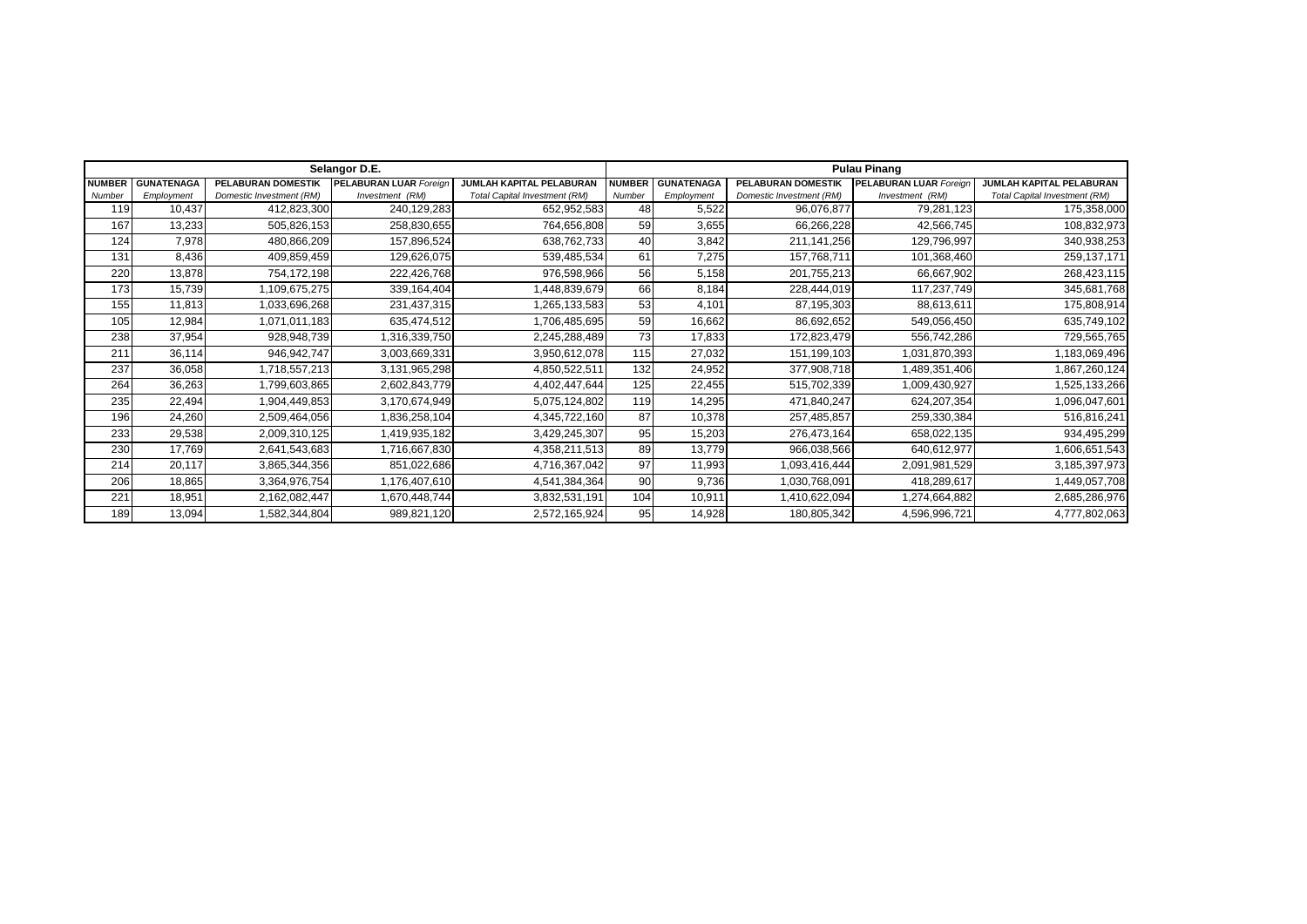| Selangor D.E. | | | | | Pulau Pinang | | | | |
|---|---|---|---|---|---|---|---|---|---|
| **NUMBER** *Number* | **GUNATENAGA** *Employment* | **PELABURAN DOMESTIK** *Domestic Investment (RM)* | **PELABURAN LUAR** *Foreign Investment (RM)* | **JUMLAH KAPITAL PELABURAN** *Total Capital Investment (RM)* | **NUMBER** *Number* | **GUNATENAGA** *Employment* | **PELABURAN DOMESTIK** *Domestic Investment (RM)* | **PELABURAN LUAR** *Foreign Investment (RM)* | **JUMLAH KAPITAL PELABURAN** *Total Capital Investment (RM)* |
| 119 | 10,437 | 412,823,300 | 240,129,283 | 652,952,583 | 48 | 5,522 | 96,076,877 | 79,281,123 | 175,358,000 |
| 167 | 13,233 | 505,826,153 | 258,830,655 | 764,656,808 | 59 | 3,655 | 66,266,228 | 42,566,745 | 108,832,973 |
| 124 | 7,978 | 480,866,209 | 157,896,524 | 638,762,733 | 40 | 3,842 | 211,141,256 | 129,796,997 | 340,938,253 |
| 131 | 8,436 | 409,859,459 | 129,626,075 | 539,485,534 | 61 | 7,275 | 157,768,711 | 101,368,460 | 259,137,171 |
| 220 | 13,878 | 754,172,198 | 222,426,768 | 976,598,966 | 56 | 5,158 | 201,755,213 | 66,667,902 | 268,423,115 |
| 173 | 15,739 | 1,109,675,275 | 339,164,404 | 1,448,839,679 | 66 | 8,184 | 228,444,019 | 117,237,749 | 345,681,768 |
| 155 | 11,813 | 1,033,696,268 | 231,437,315 | 1,265,133,583 | 53 | 4,101 | 87,195,303 | 88,613,611 | 175,808,914 |
| 105 | 12,984 | 1,071,011,183 | 635,474,512 | 1,706,485,695 | 59 | 16,662 | 86,692,652 | 549,056,450 | 635,749,102 |
| 238 | 37,954 | 928,948,739 | 1,316,339,750 | 2,245,288,489 | 73 | 17,833 | 172,823,479 | 556,742,286 | 729,565,765 |
| 211 | 36,114 | 946,942,747 | 3,003,669,331 | 3,950,612,078 | 115 | 27,032 | 151,199,103 | 1,031,870,393 | 1,183,069,496 |
| 237 | 36,058 | 1,718,557,213 | 3,131,965,298 | 4,850,522,511 | 132 | 24,952 | 377,908,718 | 1,489,351,406 | 1,867,260,124 |
| 264 | 36,263 | 1,799,603,865 | 2,602,843,779 | 4,402,447,644 | 125 | 22,455 | 515,702,339 | 1,009,430,927 | 1,525,133,266 |
| 235 | 22,494 | 1,904,449,853 | 3,170,674,949 | 5,075,124,802 | 119 | 14,295 | 471,840,247 | 624,207,354 | 1,096,047,601 |
| 196 | 24,260 | 2,509,464,056 | 1,836,258,104 | 4,345,722,160 | 87 | 10,378 | 257,485,857 | 259,330,384 | 516,816,241 |
| 233 | 29,538 | 2,009,310,125 | 1,419,935,182 | 3,429,245,307 | 95 | 15,203 | 276,473,164 | 658,022,135 | 934,495,299 |
| 230 | 17,769 | 2,641,543,683 | 1,716,667,830 | 4,358,211,513 | 89 | 13,779 | 966,038,566 | 640,612,977 | 1,606,651,543 |
| 214 | 20,117 | 3,865,344,356 | 851,022,686 | 4,716,367,042 | 97 | 11,993 | 1,093,416,444 | 2,091,981,529 | 3,185,397,973 |
| 206 | 18,865 | 3,364,976,754 | 1,176,407,610 | 4,541,384,364 | 90 | 9,736 | 1,030,768,091 | 418,289,617 | 1,449,057,708 |
| 221 | 18,951 | 2,162,082,447 | 1,670,448,744 | 3,832,531,191 | 104 | 10,911 | 1,410,622,094 | 1,274,664,882 | 2,685,286,976 |
| 189 | 13,094 | 1,582,344,804 | 989,821,120 | 2,572,165,924 | 95 | 14,928 | 180,805,342 | 4,596,996,721 | 4,777,802,063 |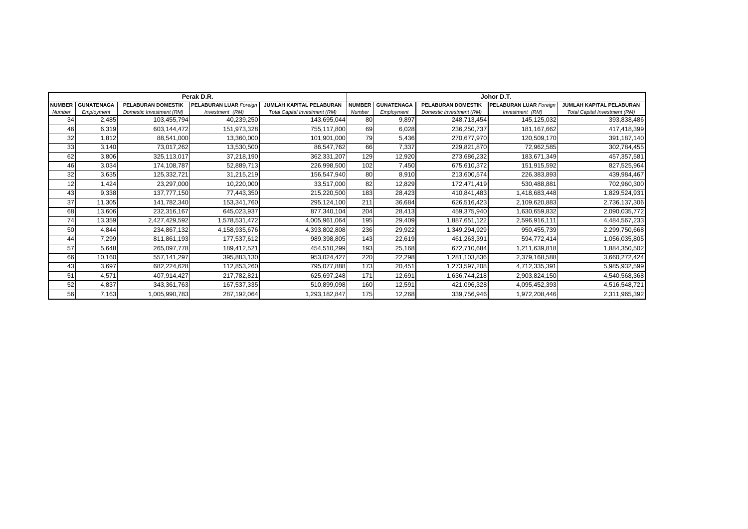| Perak D.R. | | | | | Johor D.T. | | | | |
|---|---|---|---|---|---|---|---|---|---|
| **NUMBER** *Number* | **GUNATENAGA** *Employment* | **PELABURAN DOMESTIK** *Domestic Investment (RM)* | **PELABURAN LUAR** *Foreign Investment (RM)* | **JUMLAH KAPITAL PELABURAN** *Total Capital Investment (RM)* | **NUMBER** *Number* | **GUNATENAGA** *Employment* | **PELABURAN DOMESTIK** *Domestic Investment (RM)* | **PELABURAN LUAR** *Foreign Investment (RM)* | **JUMLAH KAPITAL PELABURAN** *Total Capital Investment (RM)* |
| 34 | 2,485 | 103,455,794 | 40,239,250 | 143,695,044 | 80 | 9,897 | 248,713,454 | 145,125,032 | 393,838,486 |
| 46 | 6,319 | 603,144,472 | 151,973,328 | 755,117,800 | 69 | 6,028 | 236,250,737 | 181,167,662 | 417,418,399 |
| 32 | 1,812 | 88,541,000 | 13,360,000 | 101,901,000 | 79 | 5,436 | 270,677,970 | 120,509,170 | 391,187,140 |
| 33 | 3,140 | 73,017,262 | 13,530,500 | 86,547,762 | 66 | 7,337 | 229,821,870 | 72,962,585 | 302,784,455 |
| 62 | 3,806 | 325,113,017 | 37,218,190 | 362,331,207 | 129 | 12,920 | 273,686,232 | 183,671,349 | 457,357,581 |
| 46 | 3,034 | 174,108,787 | 52,889,713 | 226,998,500 | 102 | 7,450 | 675,610,372 | 151,915,592 | 827,525,964 |
| 32 | 3,635 | 125,332,721 | 31,215,219 | 156,547,940 | 80 | 8,910 | 213,600,574 | 226,383,893 | 439,984,467 |
| 12 | 1,424 | 23,297,000 | 10,220,000 | 33,517,000 | 82 | 12,829 | 172,471,419 | 530,488,881 | 702,960,300 |
| 43 | 9,338 | 137,777,150 | 77,443,350 | 215,220,500 | 183 | 28,423 | 410,841,483 | 1,418,683,448 | 1,829,524,931 |
| 37 | 11,305 | 141,782,340 | 153,341,760 | 295,124,100 | 211 | 36,684 | 626,516,423 | 2,109,620,883 | 2,736,137,306 |
| 68 | 13,606 | 232,316,167 | 645,023,937 | 877,340,104 | 204 | 28,413 | 459,375,940 | 1,630,659,832 | 2,090,035,772 |
| 74 | 13,359 | 2,427,429,592 | 1,578,531,472 | 4,005,961,064 | 195 | 29,409 | 1,887,651,122 | 2,596,916,111 | 4,484,567,233 |
| 50 | 4,844 | 234,867,132 | 4,158,935,676 | 4,393,802,808 | 236 | 29,922 | 1,349,294,929 | 950,455,739 | 2,299,750,668 |
| 44 | 7,299 | 811,861,193 | 177,537,612 | 989,398,805 | 143 | 22,619 | 461,263,391 | 594,772,414 | 1,056,035,805 |
| 57 | 5,648 | 265,097,778 | 189,412,521 | 454,510,299 | 193 | 25,168 | 672,710,684 | 1,211,639,818 | 1,884,350,502 |
| 66 | 10,160 | 557,141,297 | 395,883,130 | 953,024,427 | 220 | 22,298 | 1,281,103,836 | 2,379,168,588 | 3,660,272,424 |
| 43 | 3,697 | 682,224,628 | 112,853,260 | 795,077,888 | 173 | 20,451 | 1,273,597,208 | 4,712,335,391 | 5,985,932,599 |
| 51 | 4,571 | 407,914,427 | 217,782,821 | 625,697,248 | 171 | 12,691 | 1,636,744,218 | 2,903,824,150 | 4,540,568,368 |
| 52 | 4,837 | 343,361,763 | 167,537,335 | 510,899,098 | 160 | 12,591 | 421,096,328 | 4,095,452,393 | 4,516,548,721 |
| 56 | 7,163 | 1,005,990,783 | 287,192,064 | 1,293,182,847 | 175 | 12,268 | 339,756,946 | 1,972,208,446 | 2,311,965,392 |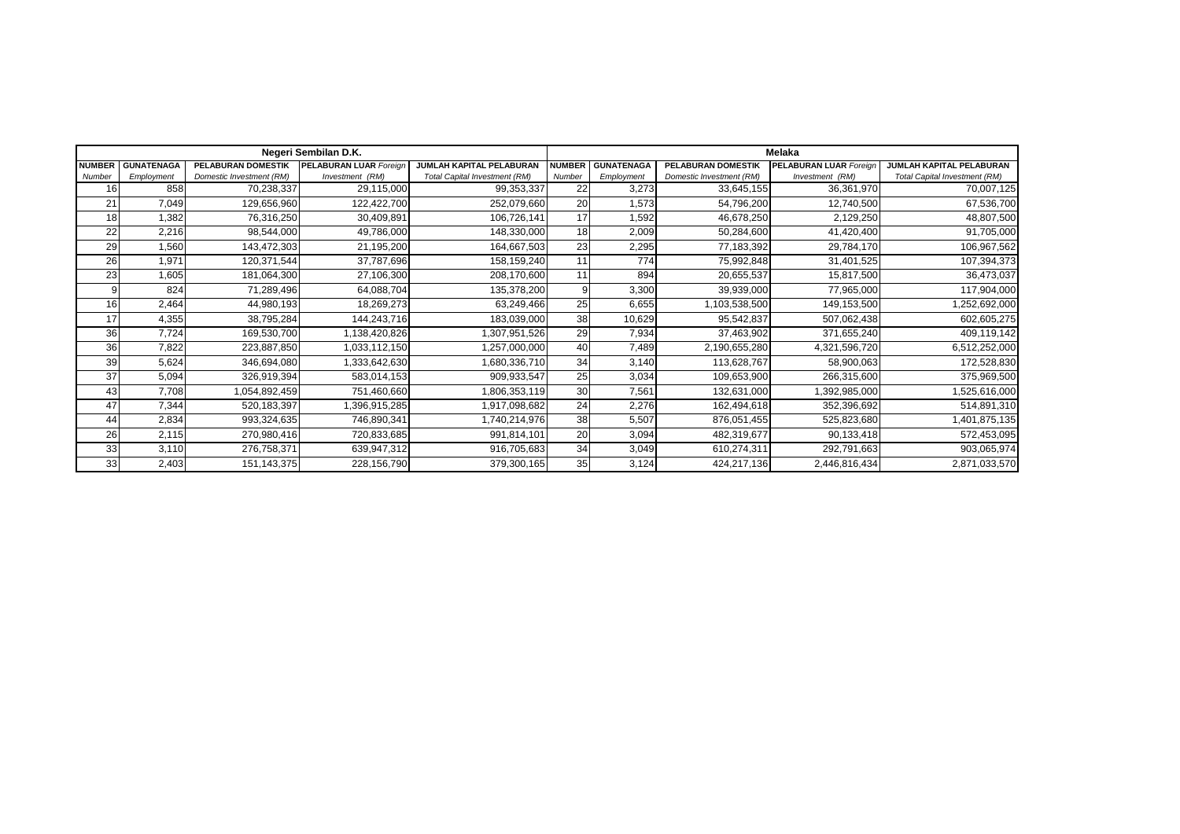| Negeri Sembilan D.K. | | | | | Melaka | | | | |
|---|---|---|---|---|---|---|---|---|---|
| **NUMBER** *Number* | **GUNATENAGA** *Employment* | **PELABURAN DOMESTIK** *Domestic Investment (RM)* | **PELABURAN LUAR** *Foreign Investment (RM)* | **JUMLAH KAPITAL PELABURAN** *Total Capital Investment (RM)* | **NUMBER** *Number* | **GUNATENAGA** *Employment* | **PELABURAN DOMESTIK** *Domestic Investment (RM)* | **PELABURAN LUAR** *Foreign Investment (RM)* | **JUMLAH KAPITAL PELABURAN** *Total Capital Investment (RM)* |
| 16 | 858 | 70,238,337 | 29,115,000 | 99,353,337 | 22 | 3,273 | 33,645,155 | 36,361,970 | 70,007,125 |
| 21 | 7,049 | 129,656,960 | 122,422,700 | 252,079,660 | 20 | 1,573 | 54,796,200 | 12,740,500 | 67,536,700 |
| 18 | 1,382 | 76,316,250 | 30,409,891 | 106,726,141 | 17 | 1,592 | 46,678,250 | 2,129,250 | 48,807,500 |
| 22 | 2,216 | 98,544,000 | 49,786,000 | 148,330,000 | 18 | 2,009 | 50,284,600 | 41,420,400 | 91,705,000 |
| 29 | 1,560 | 143,472,303 | 21,195,200 | 164,667,503 | 23 | 2,295 | 77,183,392 | 29,784,170 | 106,967,562 |
| 26 | 1,971 | 120,371,544 | 37,787,696 | 158,159,240 | 11 | 774 | 75,992,848 | 31,401,525 | 107,394,373 |
| 23 | 1,605 | 181,064,300 | 27,106,300 | 208,170,600 | 11 | 894 | 20,655,537 | 15,817,500 | 36,473,037 |
| 9 | 824 | 71,289,496 | 64,088,704 | 135,378,200 | 9 | 3,300 | 39,939,000 | 77,965,000 | 117,904,000 |
| 16 | 2,464 | 44,980,193 | 18,269,273 | 63,249,466 | 25 | 6,655 | 1,103,538,500 | 149,153,500 | 1,252,692,000 |
| 17 | 4,355 | 38,795,284 | 144,243,716 | 183,039,000 | 38 | 10,629 | 95,542,837 | 507,062,438 | 602,605,275 |
| 36 | 7,724 | 169,530,700 | 1,138,420,826 | 1,307,951,526 | 29 | 7,934 | 37,463,902 | 371,655,240 | 409,119,142 |
| 36 | 7,822 | 223,887,850 | 1,033,112,150 | 1,257,000,000 | 40 | 7,489 | 2,190,655,280 | 4,321,596,720 | 6,512,252,000 |
| 39 | 5,624 | 346,694,080 | 1,333,642,630 | 1,680,336,710 | 34 | 3,140 | 113,628,767 | 58,900,063 | 172,528,830 |
| 37 | 5,094 | 326,919,394 | 583,014,153 | 909,933,547 | 25 | 3,034 | 109,653,900 | 266,315,600 | 375,969,500 |
| 43 | 7,708 | 1,054,892,459 | 751,460,660 | 1,806,353,119 | 30 | 7,561 | 132,631,000 | 1,392,985,000 | 1,525,616,000 |
| 47 | 7,344 | 520,183,397 | 1,396,915,285 | 1,917,098,682 | 24 | 2,276 | 162,494,618 | 352,396,692 | 514,891,310 |
| 44 | 2,834 | 993,324,635 | 746,890,341 | 1,740,214,976 | 38 | 5,507 | 876,051,455 | 525,823,680 | 1,401,875,135 |
| 26 | 2,115 | 270,980,416 | 720,833,685 | 991,814,101 | 20 | 3,094 | 482,319,677 | 90,133,418 | 572,453,095 |
| 33 | 3,110 | 276,758,371 | 639,947,312 | 916,705,683 | 34 | 3,049 | 610,274,311 | 292,791,663 | 903,065,974 |
| 33 | 2,403 | 151,143,375 | 228,156,790 | 379,300,165 | 35 | 3,124 | 424,217,136 | 2,446,816,434 | 2,871,033,570 |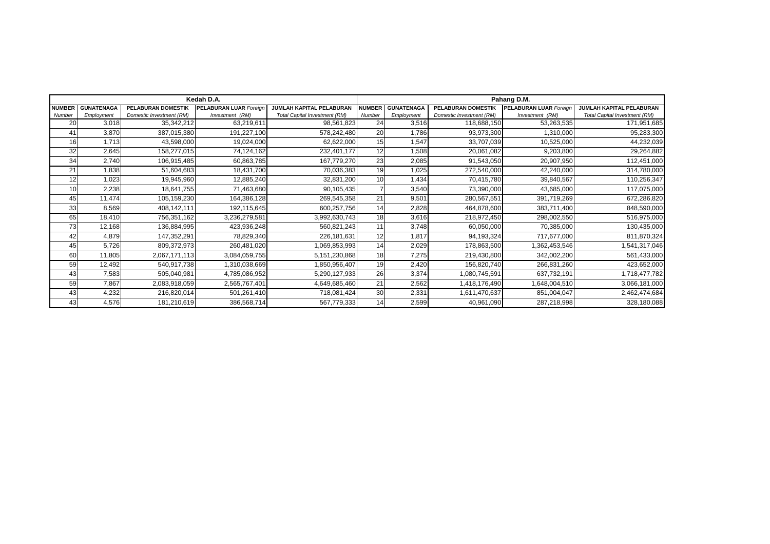| Kedah D.A. | | | | | Pahang D.M. | | | | |
|---|---|---|---|---|---|---|---|---|---|
| NUMBER *Number* | GUNATENAGA *Employment* | PELABURAN DOMESTIK *Domestic Investment (RM)* | PELABURAN LUAR *Foreign Investment (RM)* | JUMLAH KAPITAL PELABURAN *Total Capital Investment (RM)* | NUMBER *Number* | GUNATENAGA *Employment* | PELABURAN DOMESTIK *Domestic Investment (RM)* | PELABURAN LUAR *Foreign Investment (RM)* | JUMLAH KAPITAL PELABURAN *Total Capital Investment (RM)* |
| 20 | 3,018 | 35,342,212 | 63,219,611 | 98,561,823 | 24 | 3,516 | 118,688,150 | 53,263,535 | 171,951,685 |
| 41 | 3,870 | 387,015,380 | 191,227,100 | 578,242,480 | 20 | 1,786 | 93,973,300 | 1,310,000 | 95,283,300 |
| 16 | 1,713 | 43,598,000 | 19,024,000 | 62,622,000 | 15 | 1,547 | 33,707,039 | 10,525,000 | 44,232,039 |
| 32 | 2,645 | 158,277,015 | 74,124,162 | 232,401,177 | 12 | 1,508 | 20,061,082 | 9,203,800 | 29,264,882 |
| 34 | 2,740 | 106,915,485 | 60,863,785 | 167,779,270 | 23 | 2,085 | 91,543,050 | 20,907,950 | 112,451,000 |
| 21 | 1,838 | 51,604,683 | 18,431,700 | 70,036,383 | 19 | 1,025 | 272,540,000 | 42,240,000 | 314,780,000 |
| 12 | 1,023 | 19,945,960 | 12,885,240 | 32,831,200 | 10 | 1,434 | 70,415,780 | 39,840,567 | 110,256,347 |
| 10 | 2,238 | 18,641,755 | 71,463,680 | 90,105,435 | 7 | 3,540 | 73,390,000 | 43,685,000 | 117,075,000 |
| 45 | 11,474 | 105,159,230 | 164,386,128 | 269,545,358 | 21 | 9,501 | 280,567,551 | 391,719,269 | 672,286,820 |
| 33 | 8,569 | 408,142,111 | 192,115,645 | 600,257,756 | 14 | 2,828 | 464,878,600 | 383,711,400 | 848,590,000 |
| 65 | 18,410 | 756,351,162 | 3,236,279,581 | 3,992,630,743 | 18 | 3,616 | 218,972,450 | 298,002,550 | 516,975,000 |
| 73 | 12,168 | 136,884,995 | 423,936,248 | 560,821,243 | 11 | 3,748 | 60,050,000 | 70,385,000 | 130,435,000 |
| 42 | 4,879 | 147,352,291 | 78,829,340 | 226,181,631 | 12 | 1,817 | 94,193,324 | 717,677,000 | 811,870,324 |
| 45 | 5,726 | 809,372,973 | 260,481,020 | 1,069,853,993 | 14 | 2,029 | 178,863,500 | 1,362,453,546 | 1,541,317,046 |
| 60 | 11,805 | 2,067,171,113 | 3,084,059,755 | 5,151,230,868 | 18 | 7,275 | 219,430,800 | 342,002,200 | 561,433,000 |
| 59 | 12,492 | 540,917,738 | 1,310,038,669 | 1,850,956,407 | 19 | 2,420 | 156,820,740 | 266,831,260 | 423,652,000 |
| 43 | 7,583 | 505,040,981 | 4,785,086,952 | 5,290,127,933 | 26 | 3,374 | 1,080,745,591 | 637,732,191 | 1,718,477,782 |
| 59 | 7,867 | 2,083,918,059 | 2,565,767,401 | 4,649,685,460 | 21 | 2,562 | 1,418,176,490 | 1,648,004,510 | 3,066,181,000 |
| 43 | 4,232 | 216,820,014 | 501,261,410 | 718,081,424 | 30 | 2,331 | 1,611,470,637 | 851,004,047 | 2,462,474,684 |
| 43 | 4,576 | 181,210,619 | 386,568,714 | 567,779,333 | 14 | 2,599 | 40,961,090 | 287,218,998 | 328,180,088 |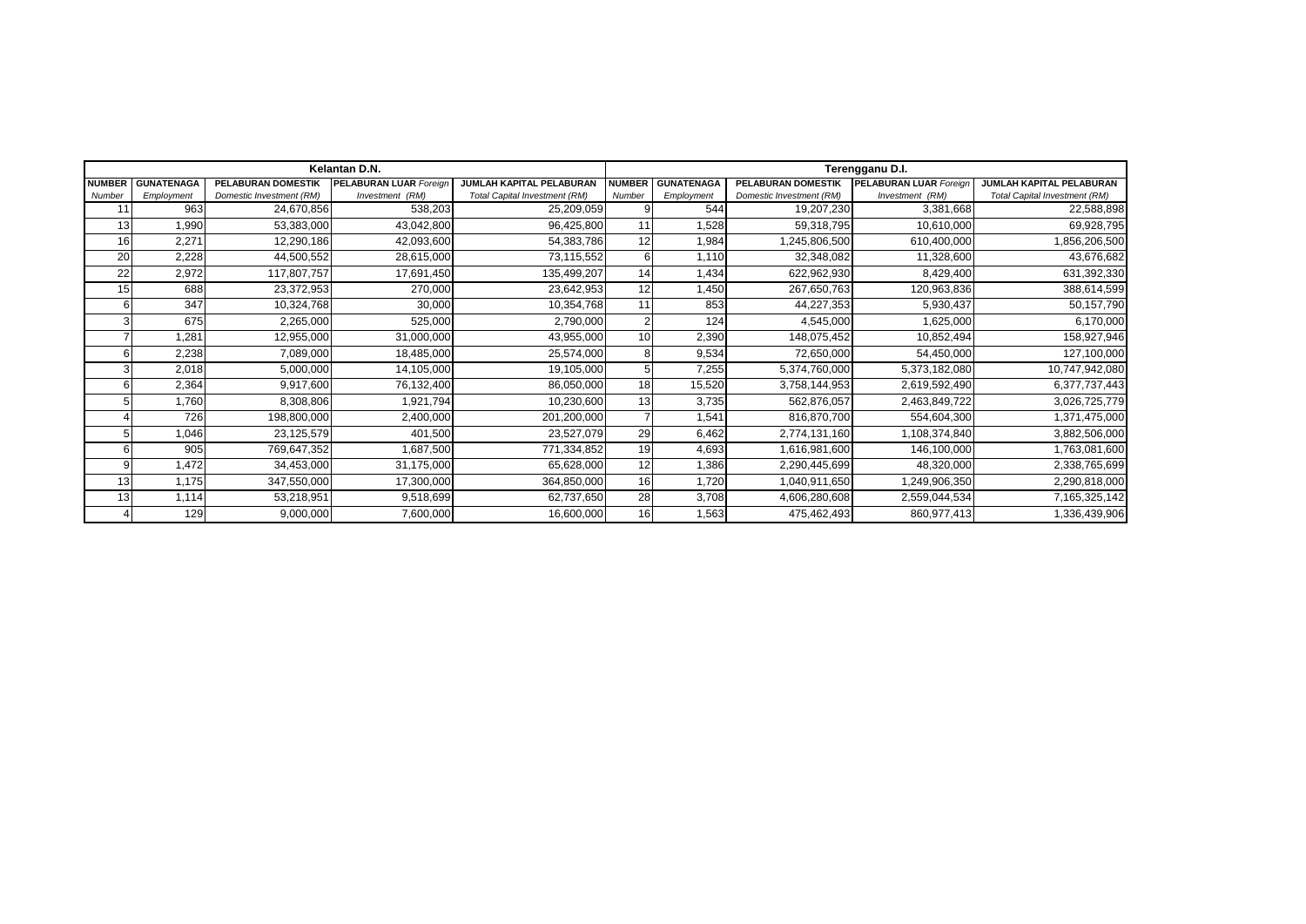| Kelantan D.N. | | | | | Terengganu D.I. | | | | |
|---|---|---|---|---|---|---|---|---|---|
| **NUMBER** *Number* | **GUNATENAGA** *Employment* | **PELABURAN DOMESTIK** *Domestic Investment (RM)* | **PELABURAN LUAR** *Foreign Investment (RM)* | **JUMLAH KAPITAL PELABURAN** *Total Capital Investment (RM)* | **NUMBER** *Number* | **GUNATENAGA** *Employment* | **PELABURAN DOMESTIK** *Domestic Investment (RM)* | **PELABURAN LUAR** *Foreign Investment (RM)* | **JUMLAH KAPITAL PELABURAN** *Total Capital Investment (RM)* |
| 11 | 963 | 24,670,856 | 538,203 | 25,209,059 | 9 | 544 | 19,207,230 | 3,381,668 | 22,588,898 |
| 13 | 1,990 | 53,383,000 | 43,042,800 | 96,425,800 | 11 | 1,528 | 59,318,795 | 10,610,000 | 69,928,795 |
| 16 | 2,271 | 12,290,186 | 42,093,600 | 54,383,786 | 12 | 1,984 | 1,245,806,500 | 610,400,000 | 1,856,206,500 |
| 20 | 2,228 | 44,500,552 | 28,615,000 | 73,115,552 | 6 | 1,110 | 32,348,082 | 11,328,600 | 43,676,682 |
| 22 | 2,972 | 117,807,757 | 17,691,450 | 135,499,207 | 14 | 1,434 | 622,962,930 | 8,429,400 | 631,392,330 |
| 15 | 688 | 23,372,953 | 270,000 | 23,642,953 | 12 | 1,450 | 267,650,763 | 120,963,836 | 388,614,599 |
| 6 | 347 | 10,324,768 | 30,000 | 10,354,768 | 11 | 853 | 44,227,353 | 5,930,437 | 50,157,790 |
| 3 | 675 | 2,265,000 | 525,000 | 2,790,000 | 2 | 124 | 4,545,000 | 1,625,000 | 6,170,000 |
| 7 | 1,281 | 12,955,000 | 31,000,000 | 43,955,000 | 10 | 2,390 | 148,075,452 | 10,852,494 | 158,927,946 |
| 6 | 2,238 | 7,089,000 | 18,485,000 | 25,574,000 | 8 | 9,534 | 72,650,000 | 54,450,000 | 127,100,000 |
| 3 | 2,018 | 5,000,000 | 14,105,000 | 19,105,000 | 5 | 7,255 | 5,374,760,000 | 5,373,182,080 | 10,747,942,080 |
| 6 | 2,364 | 9,917,600 | 76,132,400 | 86,050,000 | 18 | 15,520 | 3,758,144,953 | 2,619,592,490 | 6,377,737,443 |
| 5 | 1,760 | 8,308,806 | 1,921,794 | 10,230,600 | 13 | 3,735 | 562,876,057 | 2,463,849,722 | 3,026,725,779 |
| 4 | 726 | 198,800,000 | 2,400,000 | 201,200,000 | 7 | 1,541 | 816,870,700 | 554,604,300 | 1,371,475,000 |
| 5 | 1,046 | 23,125,579 | 401,500 | 23,527,079 | 29 | 6,462 | 2,774,131,160 | 1,108,374,840 | 3,882,506,000 |
| 6 | 905 | 769,647,352 | 1,687,500 | 771,334,852 | 19 | 4,693 | 1,616,981,600 | 146,100,000 | 1,763,081,600 |
| 9 | 1,472 | 34,453,000 | 31,175,000 | 65,628,000 | 12 | 1,386 | 2,290,445,699 | 48,320,000 | 2,338,765,699 |
| 13 | 1,175 | 347,550,000 | 17,300,000 | 364,850,000 | 16 | 1,720 | 1,040,911,650 | 1,249,906,350 | 2,290,818,000 |
| 13 | 1,114 | 53,218,951 | 9,518,699 | 62,737,650 | 28 | 3,708 | 4,606,280,608 | 2,559,044,534 | 7,165,325,142 |
| 4 | 129 | 9,000,000 | 7,600,000 | 16,600,000 | 16 | 1,563 | 475,462,493 | 860,977,413 | 1,336,439,906 |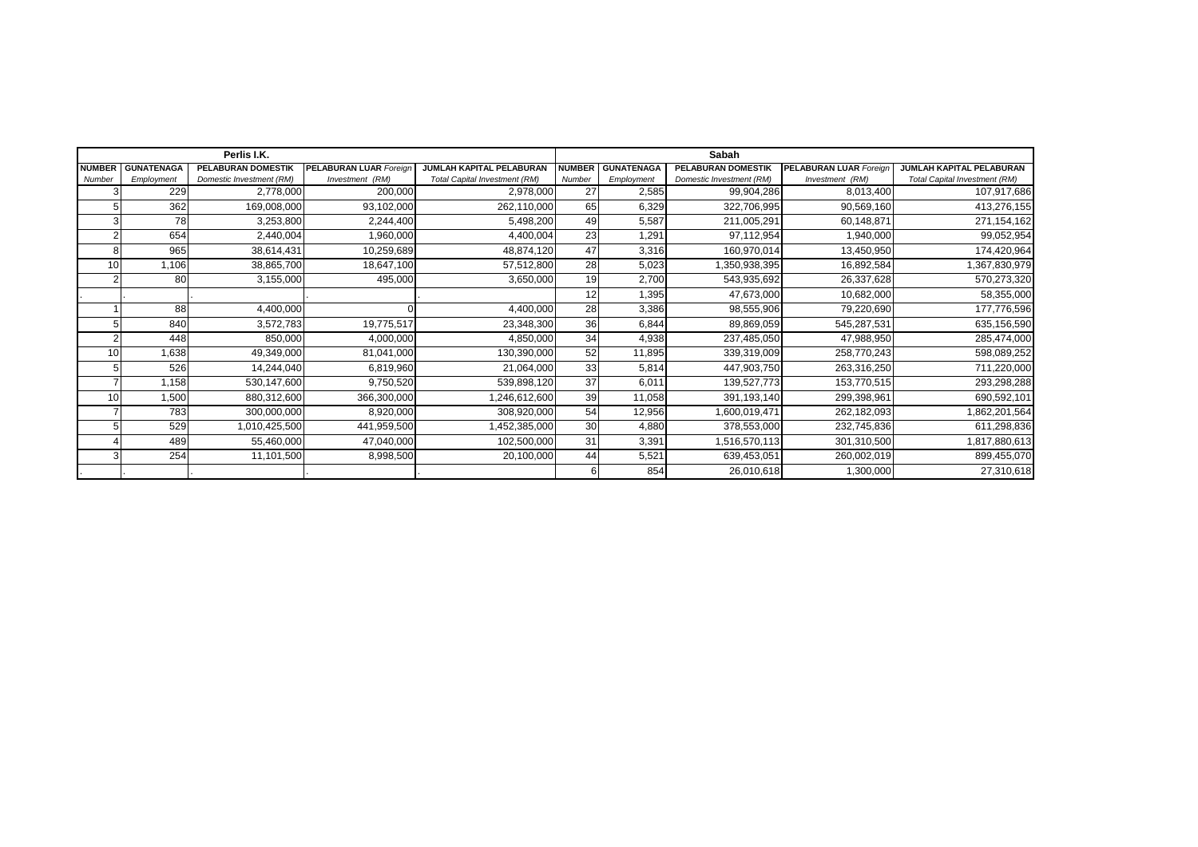| Perlis I.K. | | | | | Sabah | | | | |
|---|---|---|---|---|---|---|---|---|---|
| **NUMBER** *Number* | **GUNATENAGA** *Employment* | **PELABURAN DOMESTIK** *Domestic Investment (RM)* | **PELABURAN LUAR** *Foreign Investment (RM)* | **JUMLAH KAPITAL PELABURAN** *Total Capital Investment (RM)* | **NUMBER** *Number* | **GUNATENAGA** *Employment* | **PELABURAN DOMESTIK** *Domestic Investment (RM)* | **PELABURAN LUAR** *Foreign Investment (RM)* | **JUMLAH KAPITAL PELABURAN** *Total Capital Investment (RM)* |
| 3 | 229 | 2,778,000 | 200,000 | 2,978,000 | 27 | 2,585 | 99,904,286 | 8,013,400 | 107,917,686 |
| 5 | 362 | 169,008,000 | 93,102,000 | 262,110,000 | 65 | 6,329 | 322,706,995 | 90,569,160 | 413,276,155 |
| 3 | 78 | 3,253,800 | 2,244,400 | 5,498,200 | 49 | 5,587 | 211,005,291 | 60,148,871 | 271,154,162 |
| 2 | 654 | 2,440,004 | 1,960,000 | 4,400,004 | 23 | 1,291 | 97,112,954 | 1,940,000 | 99,052,954 |
| 8 | 965 | 38,614,431 | 10,259,689 | 48,874,120 | 47 | 3,316 | 160,970,014 | 13,450,950 | 174,420,964 |
| 10 | 1,106 | 38,865,700 | 18,647,100 | 57,512,800 | 28 | 5,023 | 1,350,938,395 | 16,892,584 | 1,367,830,979 |
| 2 | 80 | 3,155,000 | 495,000 | 3,650,000 | 19 | 2,700 | 543,935,692 | 26,337,628 | 570,273,320 |
| . | . | . | . | . | 12 | 1,395 | 47,673,000 | 10,682,000 | 58,355,000 |
| 1 | 88 | 4,400,000 | 0 | 4,400,000 | 28 | 3,386 | 98,555,906 | 79,220,690 | 177,776,596 |
| 5 | 840 | 3,572,783 | 19,775,517 | 23,348,300 | 36 | 6,844 | 89,869,059 | 545,287,531 | 635,156,590 |
| 2 | 448 | 850,000 | 4,000,000 | 4,850,000 | 34 | 4,938 | 237,485,050 | 47,988,950 | 285,474,000 |
| 10 | 1,638 | 49,349,000 | 81,041,000 | 130,390,000 | 52 | 11,895 | 339,319,009 | 258,770,243 | 598,089,252 |
| 5 | 526 | 14,244,040 | 6,819,960 | 21,064,000 | 33 | 5,814 | 447,903,750 | 263,316,250 | 711,220,000 |
| 7 | 1,158 | 530,147,600 | 9,750,520 | 539,898,120 | 37 | 6,011 | 139,527,773 | 153,770,515 | 293,298,288 |
| 10 | 1,500 | 880,312,600 | 366,300,000 | 1,246,612,600 | 39 | 11,058 | 391,193,140 | 299,398,961 | 690,592,101 |
| 7 | 783 | 300,000,000 | 8,920,000 | 308,920,000 | 54 | 12,956 | 1,600,019,471 | 262,182,093 | 1,862,201,564 |
| 5 | 529 | 1,010,425,500 | 441,959,500 | 1,452,385,000 | 30 | 4,880 | 378,553,000 | 232,745,836 | 611,298,836 |
| 4 | 489 | 55,460,000 | 47,040,000 | 102,500,000 | 31 | 3,391 | 1,516,570,113 | 301,310,500 | 1,817,880,613 |
| 3 | 254 | 11,101,500 | 8,998,500 | 20,100,000 | 44 | 5,521 | 639,453,051 | 260,002,019 | 899,455,070 |
| . | . | . | . | . | 6 | 854 | 26,010,618 | 1,300,000 | 27,310,618 |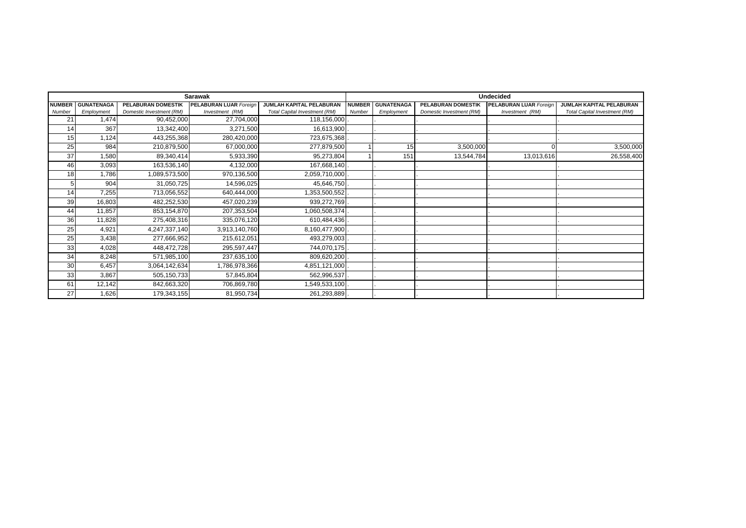| Sarawak | | | | | Undecided | | | | |
|---|---|---|---|---|---|---|---|---|---|
| **NUMBER** *Number* | **GUNATENAGA** *Employment* | **PELABURAN DOMESTIK** *Domestic Investment (RM)* | **PELABURAN LUAR** *Foreign Investment (RM)* | **JUMLAH KAPITAL PELABURAN** *Total Capital Investment (RM)* | **NUMBER** *Number* | **GUNATENAGA** *Employment* | **PELABURAN DOMESTIK** *Domestic Investment (RM)* | **PELABURAN LUAR** *Foreign Investment (RM)* | **JUMLAH KAPITAL PELABURAN** *Total Capital Investment (RM)* |
| 21 | 1,474 | 90,452,000 | 27,704,000 | 118,156,000 | . | . | . | . | . |
| 14 | 367 | 13,342,400 | 3,271,500 | 16,613,900 | . | . | . | . | . |
| 15 | 1,124 | 443,255,368 | 280,420,000 | 723,675,368 | . | . | . | . | . |
| 25 | 984 | 210,879,500 | 67,000,000 | 277,879,500 | 1 | 15 | 3,500,000 | 0 | 3,500,000 |
| 37 | 1,580 | 89,340,414 | 5,933,390 | 95,273,804 | 1 | 151 | 13,544,784 | 13,013,616 | 26,558,400 |
| 46 | 3,093 | 163,536,140 | 4,132,000 | 167,668,140 | . | . | . | . | . |
| 18 | 1,786 | 1,089,573,500 | 970,136,500 | 2,059,710,000 | . | . | . | . | . |
| 5 | 904 | 31,050,725 | 14,596,025 | 45,646,750 | . | . | . | . | . |
| 14 | 7,255 | 713,056,552 | 640,444,000 | 1,353,500,552 | . | . | . | . | . |
| 39 | 16,803 | 482,252,530 | 457,020,239 | 939,272,769 | . | . | . | . | . |
| 44 | 11,857 | 853,154,870 | 207,353,504 | 1,060,508,374 | . | . | . | . | . |
| 36 | 11,828 | 275,408,316 | 335,076,120 | 610,484,436 | . | . | . | . | . |
| 25 | 4,921 | 4,247,337,140 | 3,913,140,760 | 8,160,477,900 | . | . | . | . | . |
| 25 | 3,438 | 277,666,952 | 215,612,051 | 493,279,003 | . | . | . | . | . |
| 33 | 4,028 | 448,472,728 | 295,597,447 | 744,070,175 | . | . | . | . | . |
| 34 | 8,248 | 571,985,100 | 237,635,100 | 809,620,200 | . | . | . | . | . |
| 30 | 6,457 | 3,064,142,634 | 1,786,978,366 | 4,851,121,000 | . | . | . | . | . |
| 33 | 3,867 | 505,150,733 | 57,845,804 | 562,996,537 | . | . | . | . | . |
| 61 | 12,142 | 842,663,320 | 706,869,780 | 1,549,533,100 | . | . | . | . | . |
| 27 | 1,626 | 179,343,155 | 81,950,734 | 261,293,889 | . | . | . | . | . |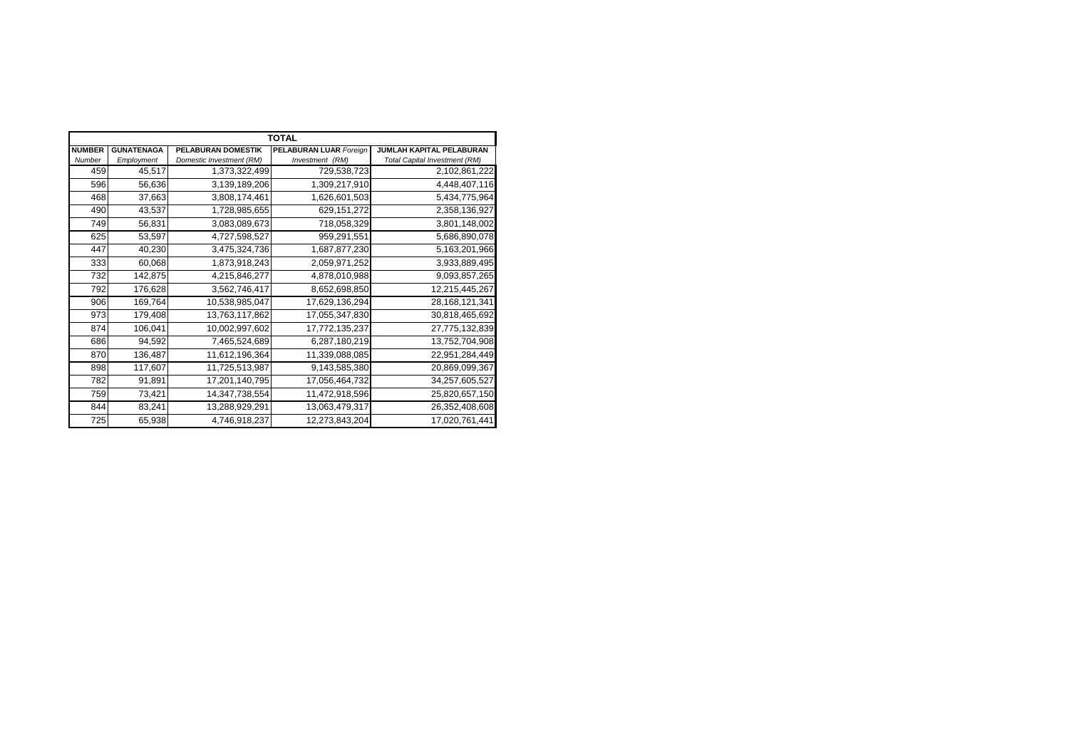| TOTAL | | | | |
|---|---|---|---|---|
| **NUMBER** *Number* | **GUNATENAGA** *Employment* | **PELABURAN DOMESTIK** *Domestic Investment (RM)* | **PELABURAN LUAR** *Foreign Investment (RM)* | **JUMLAH KAPITAL PELABURAN** *Total Capital Investment (RM)* |
| 459 | 45,517 | 1,373,322,499 | 729,538,723 | 2,102,861,222 |
| 596 | 56,636 | 3,139,189,206 | 1,309,217,910 | 4,448,407,116 |
| 468 | 37,663 | 3,808,174,461 | 1,626,601,503 | 5,434,775,964 |
| 490 | 43,537 | 1,728,985,655 | 629,151,272 | 2,358,136,927 |
| 749 | 56,831 | 3,083,089,673 | 718,058,329 | 3,801,148,002 |
| 625 | 53,597 | 4,727,598,527 | 959,291,551 | 5,686,890,078 |
| 447 | 40,230 | 3,475,324,736 | 1,687,877,230 | 5,163,201,966 |
| 333 | 60,068 | 1,873,918,243 | 2,059,971,252 | 3,933,889,495 |
| 732 | 142,875 | 4,215,846,277 | 4,878,010,988 | 9,093,857,265 |
| 792 | 176,628 | 3,562,746,417 | 8,652,698,850 | 12,215,445,267 |
| 906 | 169,764 | 10,538,985,047 | 17,629,136,294 | 28,168,121,341 |
| 973 | 179,408 | 13,763,117,862 | 17,055,347,830 | 30,818,465,692 |
| 874 | 106,041 | 10,002,997,602 | 17,772,135,237 | 27,775,132,839 |
| 686 | 94,592 | 7,465,524,689 | 6,287,180,219 | 13,752,704,908 |
| 870 | 136,487 | 11,612,196,364 | 11,339,088,085 | 22,951,284,449 |
| 898 | 117,607 | 11,725,513,987 | 9,143,585,380 | 20,869,099,367 |
| 782 | 91,891 | 17,201,140,795 | 17,056,464,732 | 34,257,605,527 |
| 759 | 73,421 | 14,347,738,554 | 11,472,918,596 | 25,820,657,150 |
| 844 | 83,241 | 13,288,929,291 | 13,063,479,317 | 26,352,408,608 |
| 725 | 65,938 | 4,746,918,237 | 12,273,843,204 | 17,020,761,441 |